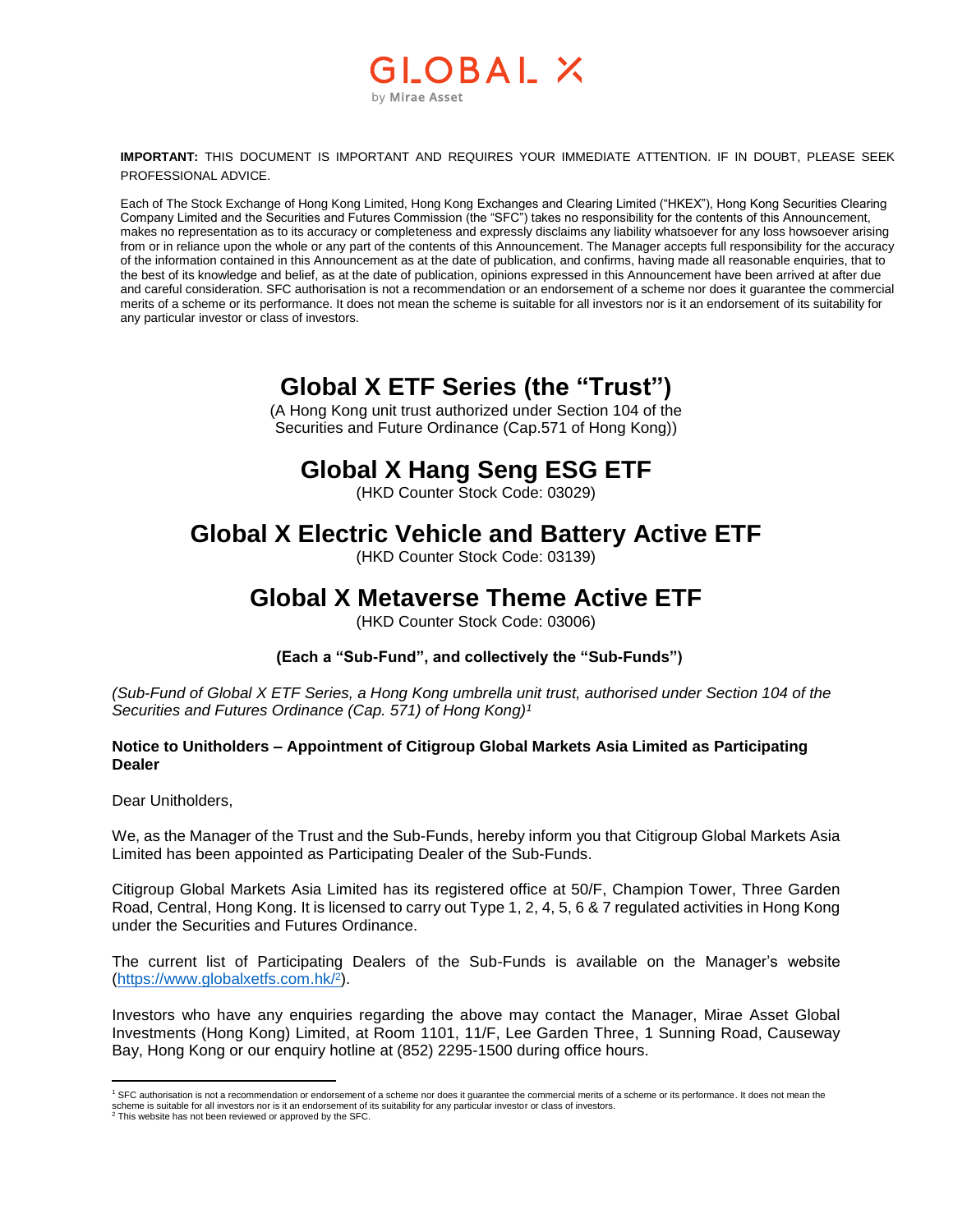GLOBAL X
by Mirae Asset

**IMPORTANT:** THIS DOCUMENT IS IMPORTANT AND REQUIRES YOUR IMMEDIATE ATTENTION. IF IN DOUBT, PLEASE SEEK PROFESSIONAL ADVICE.

Each of The Stock Exchange of Hong Kong Limited, Hong Kong Exchanges and Clearing Limited ("HKEX"), Hong Kong Securities Clearing Company Limited and the Securities and Futures Commission (the "SFC") takes no responsibility for the contents of this Announcement, makes no representation as to its accuracy or completeness and expressly disclaims any liability whatsoever for any loss howsoever arising from or in reliance upon the whole or any part of the contents of this Announcement. The Manager accepts full responsibility for the accuracy of the information contained in this Announcement as at the date of publication, and confirms, having made all reasonable enquiries, that to the best of its knowledge and belief, as at the date of publication, opinions expressed in this Announcement have been arrived at after due and careful consideration. SFC authorisation is not a recommendation or an endorsement of a scheme nor does it guarantee the commercial merits of a scheme or its performance. It does not mean the scheme is suitable for all investors nor is it an endorsement of its suitability for any particular investor or class of investors.

# Global X ETF Series (the "Trust")

(A Hong Kong unit trust authorized under Section 104 of the Securities and Future Ordinance (Cap.571 of Hong Kong))

# Global X Hang Seng ESG ETF

(HKD Counter Stock Code: 03029)

# Global X Electric Vehicle and Battery Active ETF

(HKD Counter Stock Code: 03139)

# Global X Metaverse Theme Active ETF

(HKD Counter Stock Code: 03006)

**(Each a "Sub-Fund", and collectively the "Sub-Funds")**

*(Sub-Fund of Global X ETF Series, a Hong Kong umbrella unit trust, authorised under Section 104 of the Securities and Futures Ordinance (Cap. 571) of Hong Kong)*[1]

**Notice to Unitholders – Appointment of Citigroup Global Markets Asia Limited as Participating Dealer**

Dear Unitholders,

We, as the Manager of the Trust and the Sub-Funds, hereby inform you that Citigroup Global Markets Asia Limited has been appointed as Participating Dealer of the Sub-Funds.

Citigroup Global Markets Asia Limited has its registered office at 50/F, Champion Tower, Three Garden Road, Central, Hong Kong. It is licensed to carry out Type 1, 2, 4, 5, 6 & 7 regulated activities in Hong Kong under the Securities and Futures Ordinance.

The current list of Participating Dealers of the Sub-Funds is available on the Manager's website (https://www.globalxetfs.com.hk/[2]).

Investors who have any enquiries regarding the above may contact the Manager, Mirae Asset Global Investments (Hong Kong) Limited, at Room 1101, 11/F, Lee Garden Three, 1 Sunning Road, Causeway Bay, Hong Kong or our enquiry hotline at (852) 2295-1500 during office hours.

[1] SFC authorisation is not a recommendation or endorsement of a scheme nor does it guarantee the commercial merits of a scheme or its performance. It does not mean the scheme is suitable for all investors nor is it an endorsement of its suitability for any particular investor or class of investors.
[2] This website has not been reviewed or approved by the SFC.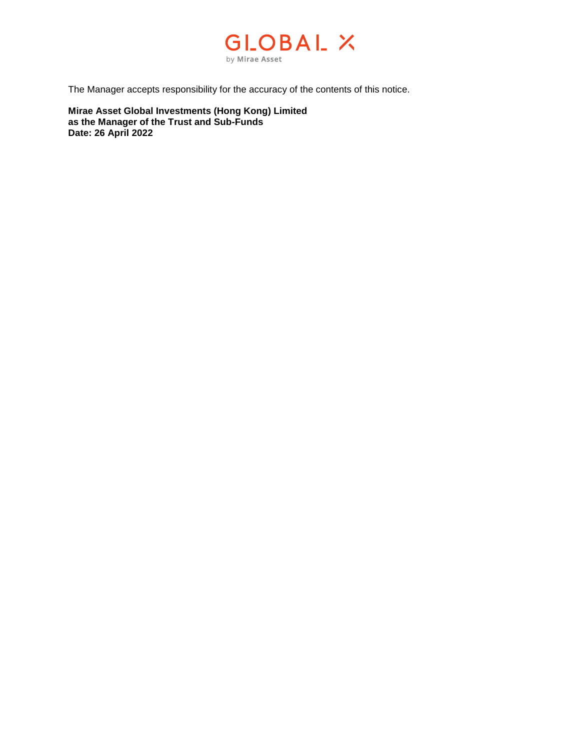The Manager accepts responsibility for the accuracy of the contents of this notice.

**Mirae Asset Global Investments (Hong Kong) Limited**
**as the Manager of the Trust and Sub-Funds**
**Date: 26 April 2022**